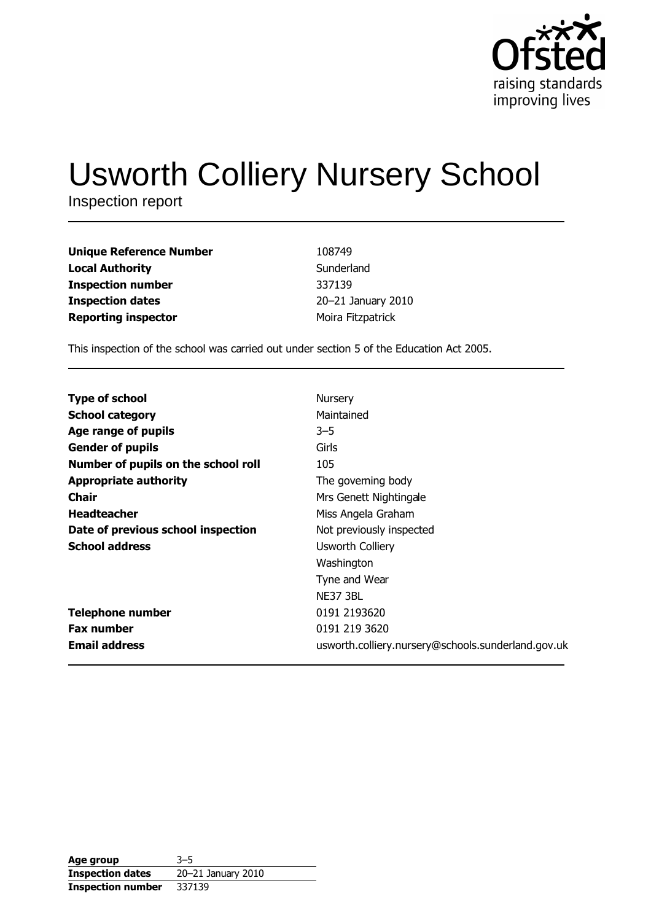Ofsted
raising standards
improving lives

# Usworth Colliery Nursery School

Inspection report

| | |
|---|---|
| **Unique Reference Number** | 108749 |
| **Local Authority** | Sunderland |
| **Inspection number** | 337139 |
| **Inspection dates** | 20–21 January 2010 |
| **Reporting inspector** | Moira Fitzpatrick |

This inspection of the school was carried out under section 5 of the Education Act 2005.

| | |
|---|---|
| **Type of school** | Nursery |
| **School category** | Maintained |
| **Age range of pupils** | 3–5 |
| **Gender of pupils** | Girls |
| **Number of pupils on the school roll** | 105 |
| **Appropriate authority** | The governing body |
| **Chair** | Mrs Genett Nightingale |
| **Headteacher** | Miss Angela Graham |
| **Date of previous school inspection** | Not previously inspected |
| **School address** | Usworth Colliery<br>Washington<br>Tyne and Wear<br>NE37 3BL |
| **Telephone number** | 0191 2193620 |
| **Fax number** | 0191 219 3620 |
| **Email address** | usworth.colliery.nursery@schools.sunderland.gov.uk |

| | |
|---|---|
| **Age group** | 3–5 |
| **Inspection dates** | 20–21 January 2010 |
| **Inspection number** | 337139 |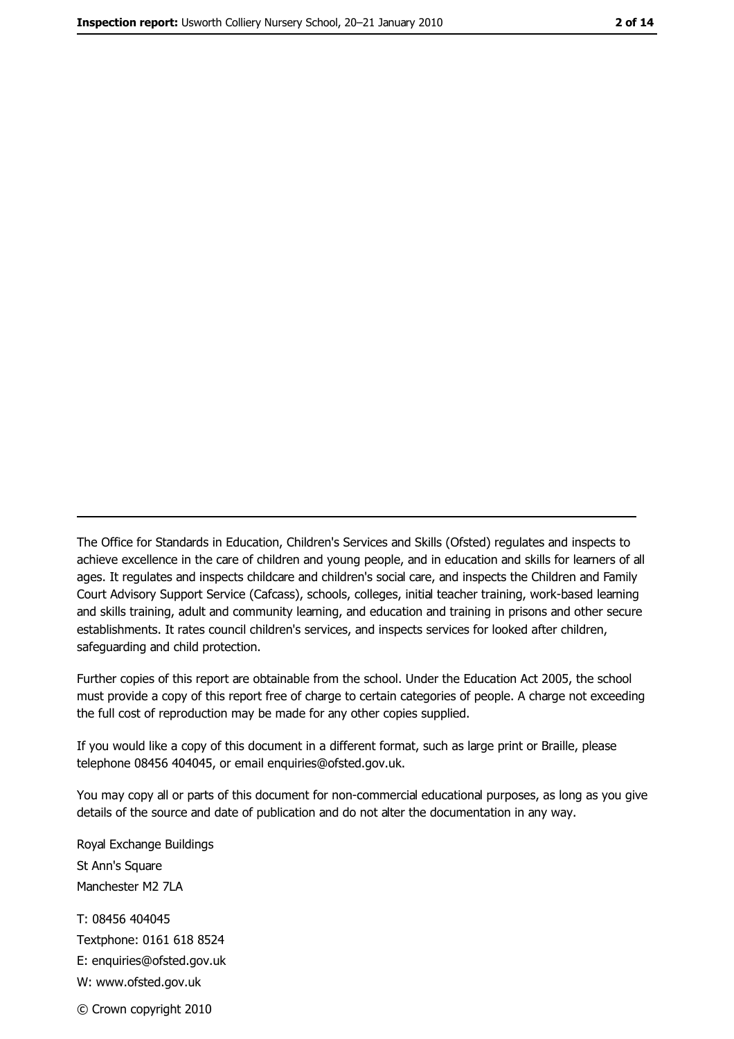---

The Office for Standards in Education, Children's Services and Skills (Ofsted) regulates and inspects to achieve excellence in the care of children and young people, and in education and skills for learners of all ages. It regulates and inspects childcare and children's social care, and inspects the Children and Family Court Advisory Support Service (Cafcass), schools, colleges, initial teacher training, work-based learning and skills training, adult and community learning, and education and training in prisons and other secure establishments. It rates council children's services, and inspects services for looked after children, safeguarding and child protection.

Further copies of this report are obtainable from the school. Under the Education Act 2005, the school must provide a copy of this report free of charge to certain categories of people. A charge not exceeding the full cost of reproduction may be made for any other copies supplied.

If you would like a copy of this document in a different format, such as large print or Braille, please telephone 08456 404045, or email enquiries@ofsted.gov.uk.

You may copy all or parts of this document for non-commercial educational purposes, as long as you give details of the source and date of publication and do not alter the documentation in any way.

Royal Exchange Buildings
St Ann's Square
Manchester M2 7LA

T: 08456 404045
Textphone: 0161 618 8524
E: enquiries@ofsted.gov.uk
W: www.ofsted.gov.uk

© Crown copyright 2010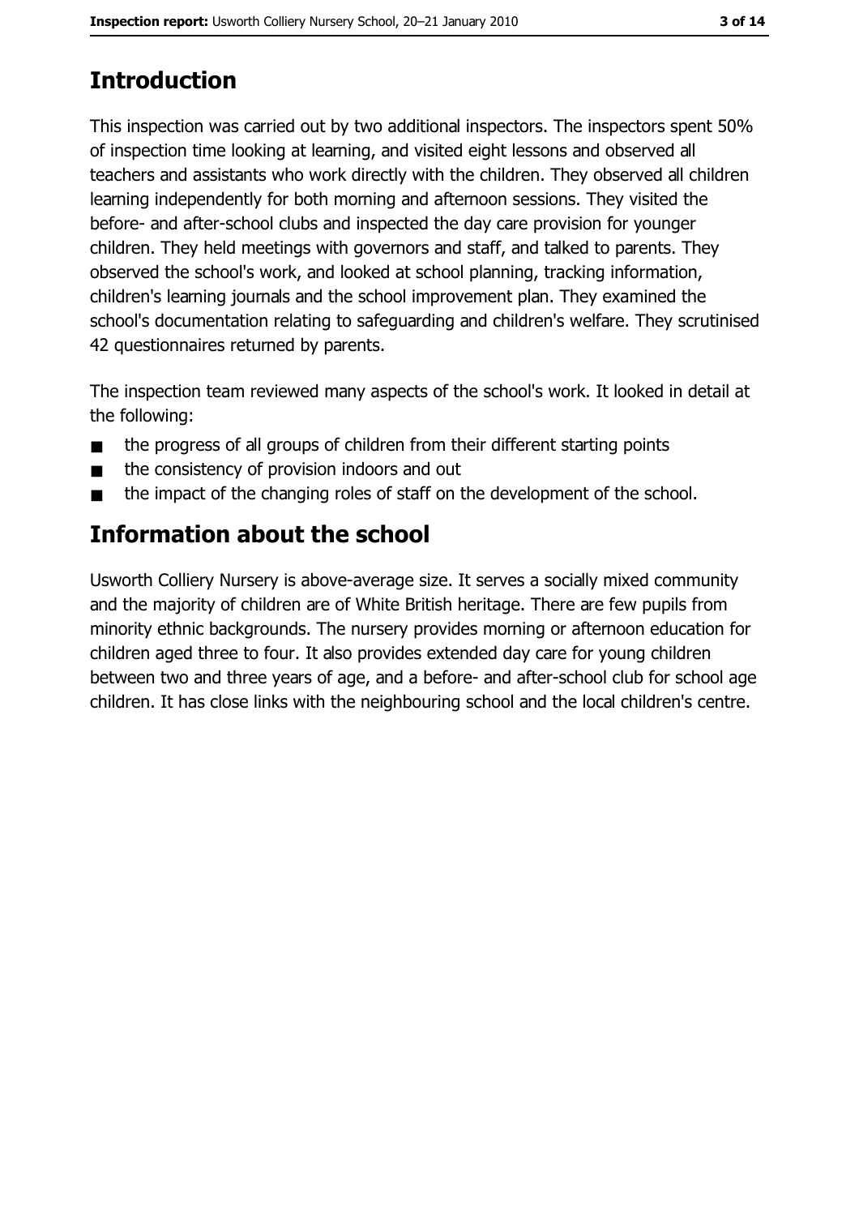# Introduction

This inspection was carried out by two additional inspectors. The inspectors spent 50% of inspection time looking at learning, and visited eight lessons and observed all teachers and assistants who work directly with the children. They observed all children learning independently for both morning and afternoon sessions. They visited the before- and after-school clubs and inspected the day care provision for younger children. They held meetings with governors and staff, and talked to parents. They observed the school's work, and looked at school planning, tracking information, children's learning journals and the school improvement plan. They examined the school's documentation relating to safeguarding and children's welfare. They scrutinised 42 questionnaires returned by parents.

The inspection team reviewed many aspects of the school's work. It looked in detail at the following:

- the progress of all groups of children from their different starting points
- the consistency of provision indoors and out
- the impact of the changing roles of staff on the development of the school.

# Information about the school

Usworth Colliery Nursery is above-average size. It serves a socially mixed community and the majority of children are of White British heritage. There are few pupils from minority ethnic backgrounds. The nursery provides morning or afternoon education for children aged three to four. It also provides extended day care for young children between two and three years of age, and a before- and after-school club for school age children. It has close links with the neighbouring school and the local children's centre.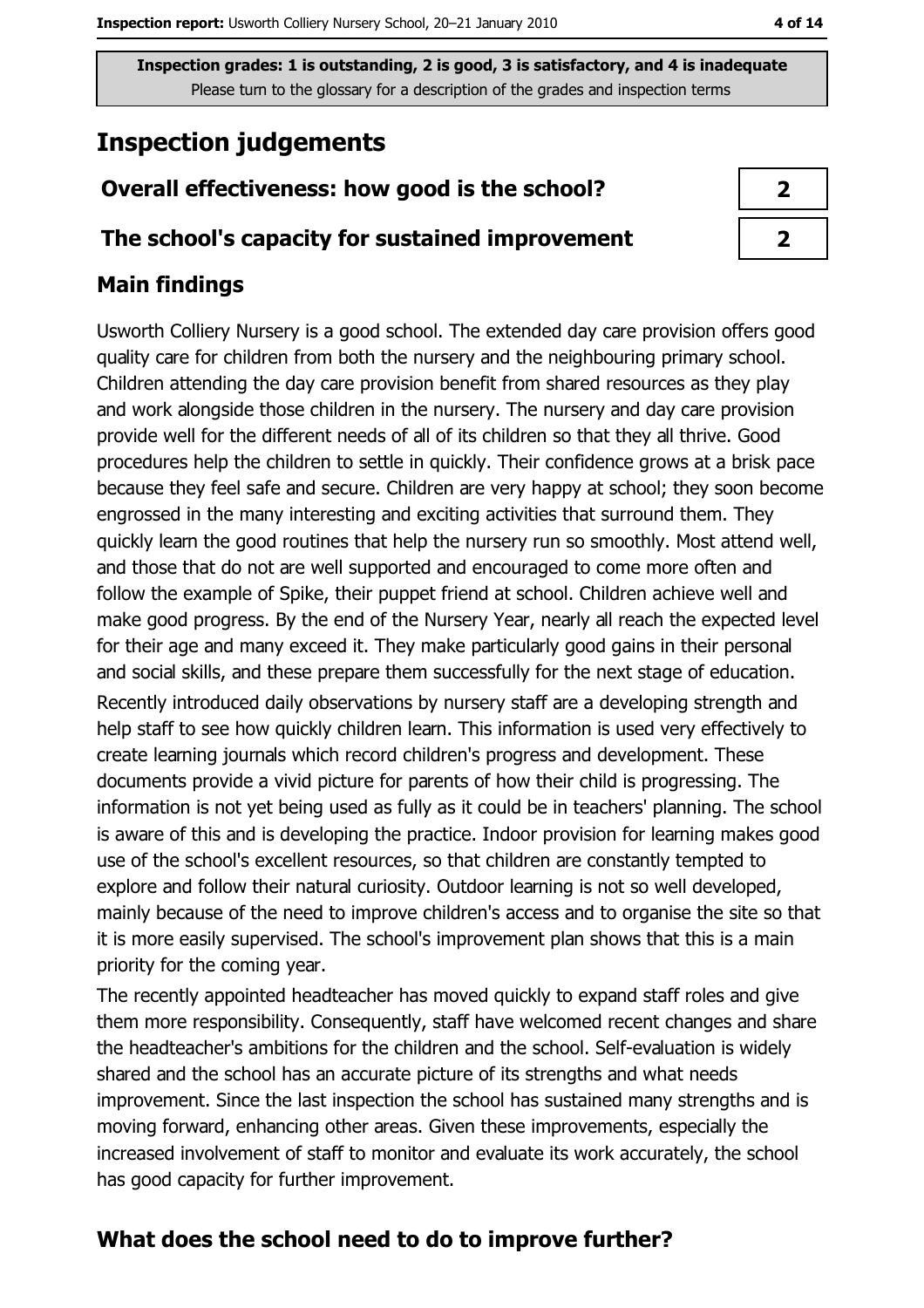Inspection grades: 1 is outstanding, 2 is good, 3 is satisfactory, and 4 is inadequate
Please turn to the glossary for a description of the grades and inspection terms

## Inspection judgements

| | |
|---|---|
| **Overall effectiveness: how good is the school?** | **2** |
| **The school's capacity for sustained improvement** | **2** |

### Main findings

Usworth Colliery Nursery is a good school. The extended day care provision offers good quality care for children from both the nursery and the neighbouring primary school. Children attending the day care provision benefit from shared resources as they play and work alongside those children in the nursery. The nursery and day care provision provide well for the different needs of all of its children so that they all thrive. Good procedures help the children to settle in quickly. Their confidence grows at a brisk pace because they feel safe and secure. Children are very happy at school; they soon become engrossed in the many interesting and exciting activities that surround them. They quickly learn the good routines that help the nursery run so smoothly. Most attend well, and those that do not are well supported and encouraged to come more often and follow the example of Spike, their puppet friend at school. Children achieve well and make good progress. By the end of the Nursery Year, nearly all reach the expected level for their age and many exceed it. They make particularly good gains in their personal and social skills, and these prepare them successfully for the next stage of education.

Recently introduced daily observations by nursery staff are a developing strength and help staff to see how quickly children learn. This information is used very effectively to create learning journals which record children's progress and development. These documents provide a vivid picture for parents of how their child is progressing. The information is not yet being used as fully as it could be in teachers' planning. The school is aware of this and is developing the practice. Indoor provision for learning makes good use of the school's excellent resources, so that children are constantly tempted to explore and follow their natural curiosity. Outdoor learning is not so well developed, mainly because of the need to improve children's access and to organise the site so that it is more easily supervised. The school's improvement plan shows that this is a main priority for the coming year.

The recently appointed headteacher has moved quickly to expand staff roles and give them more responsibility. Consequently, staff have welcomed recent changes and share the headteacher's ambitions for the children and the school. Self-evaluation is widely shared and the school has an accurate picture of its strengths and what needs improvement. Since the last inspection the school has sustained many strengths and is moving forward, enhancing other areas. Given these improvements, especially the increased involvement of staff to monitor and evaluate its work accurately, the school has good capacity for further improvement.

### What does the school need to do to improve further?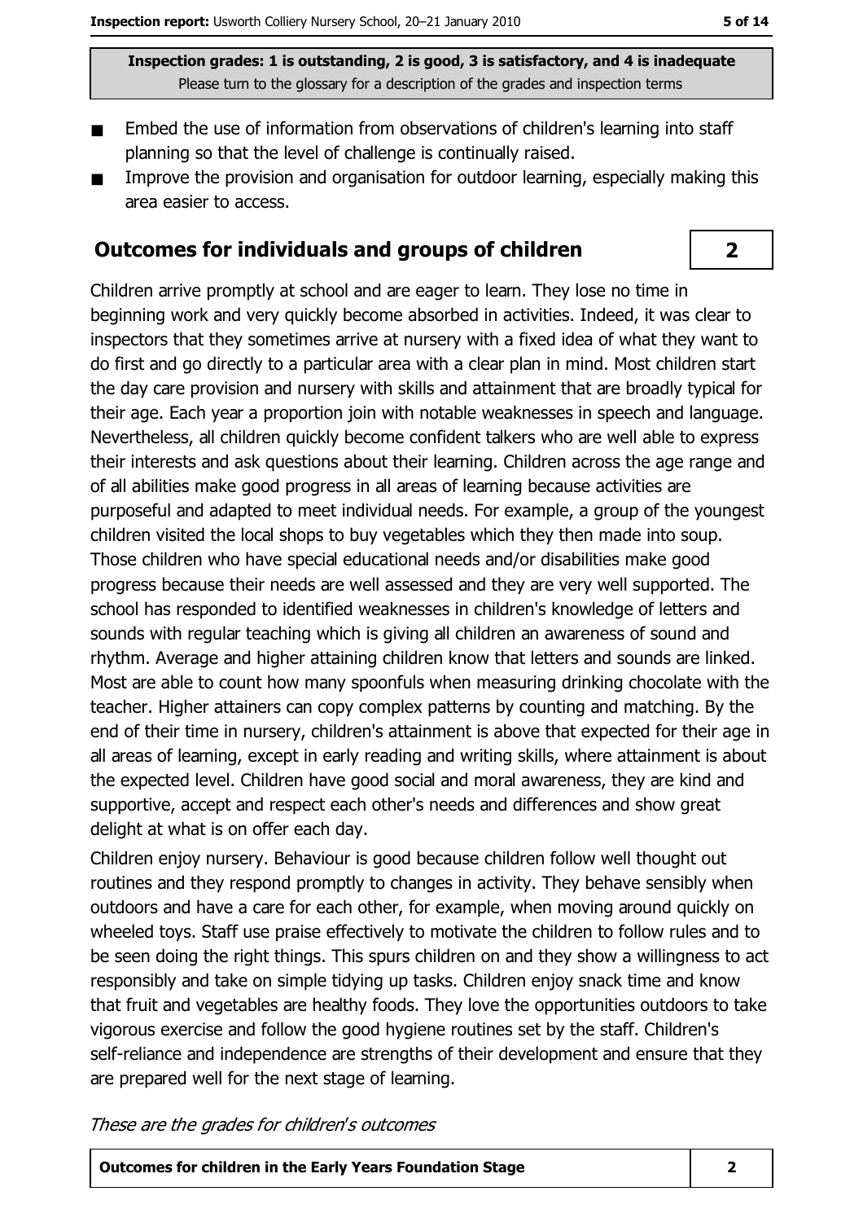Inspection grades: 1 is outstanding, 2 is good, 3 is satisfactory, and 4 is inadequate
Please turn to the glossary for a description of the grades and inspection terms

- Embed the use of information from observations of children's learning into staff planning so that the level of challenge is continually raised.
- Improve the provision and organisation for outdoor learning, especially making this area easier to access.

## Outcomes for individuals and groups of children — 2

Children arrive promptly at school and are eager to learn. They lose no time in beginning work and very quickly become absorbed in activities. Indeed, it was clear to inspectors that they sometimes arrive at nursery with a fixed idea of what they want to do first and go directly to a particular area with a clear plan in mind. Most children start the day care provision and nursery with skills and attainment that are broadly typical for their age. Each year a proportion join with notable weaknesses in speech and language. Nevertheless, all children quickly become confident talkers who are well able to express their interests and ask questions about their learning. Children across the age range and of all abilities make good progress in all areas of learning because activities are purposeful and adapted to meet individual needs. For example, a group of the youngest children visited the local shops to buy vegetables which they then made into soup. Those children who have special educational needs and/or disabilities make good progress because their needs are well assessed and they are very well supported. The school has responded to identified weaknesses in children's knowledge of letters and sounds with regular teaching which is giving all children an awareness of sound and rhythm. Average and higher attaining children know that letters and sounds are linked. Most are able to count how many spoonfuls when measuring drinking chocolate with the teacher. Higher attainers can copy complex patterns by counting and matching. By the end of their time in nursery, children's attainment is above that expected for their age in all areas of learning, except in early reading and writing skills, where attainment is about the expected level. Children have good social and moral awareness, they are kind and supportive, accept and respect each other's needs and differences and show great delight at what is on offer each day.

Children enjoy nursery. Behaviour is good because children follow well thought out routines and they respond promptly to changes in activity. They behave sensibly when outdoors and have a care for each other, for example, when moving around quickly on wheeled toys. Staff use praise effectively to motivate the children to follow rules and to be seen doing the right things. This spurs children on and they show a willingness to act responsibly and take on simple tidying up tasks. Children enjoy snack time and know that fruit and vegetables are healthy foods. They love the opportunities outdoors to take vigorous exercise and follow the good hygiene routines set by the staff. Children's self-reliance and independence are strengths of their development and ensure that they are prepared well for the next stage of learning.

*These are the grades for children's outcomes*

| Outcomes for children in the Early Years Foundation Stage | 2 |
|---|---|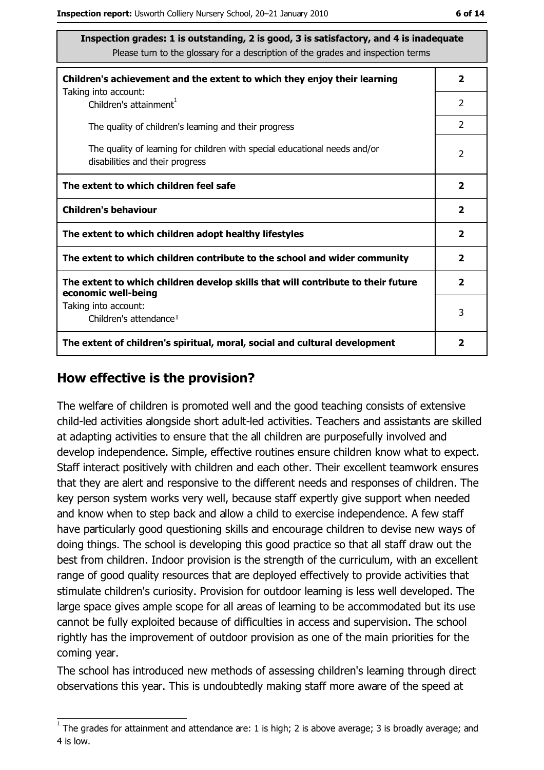| Inspection grades: 1 is outstanding, 2 is good, 3 is satisfactory, and 4 is inadequate<br>Please turn to the glossary for a description of the grades and inspection terms | |
|---|---|
| **Children's achievement and the extent to which they enjoy their learning** | **2** |
| Taking into account:<br>Children's attainment[1] | 2 |
| The quality of children's learning and their progress | 2 |
| The quality of learning for children with special educational needs and/or disabilities and their progress | 2 |
| **The extent to which children feel safe** | **2** |
| **Children's behaviour** | **2** |
| **The extent to which children adopt healthy lifestyles** | **2** |
| **The extent to which children contribute to the school and wider community** | **2** |
| **The extent to which children develop skills that will contribute to their future economic well-being** | **2** |
| Taking into account:<br>Children's attendance[1] | 3 |
| **The extent of children's spiritual, moral, social and cultural development** | **2** |

## How effective is the provision?

The welfare of children is promoted well and the good teaching consists of extensive child-led activities alongside short adult-led activities. Teachers and assistants are skilled at adapting activities to ensure that the all children are purposefully involved and develop independence. Simple, effective routines ensure children know what to expect. Staff interact positively with children and each other. Their excellent teamwork ensures that they are alert and responsive to the different needs and responses of children. The key person system works very well, because staff expertly give support when needed and know when to step back and allow a child to exercise independence. A few staff have particularly good questioning skills and encourage children to devise new ways of doing things. The school is developing this good practice so that all staff draw out the best from children. Indoor provision is the strength of the curriculum, with an excellent range of good quality resources that are deployed effectively to provide activities that stimulate children's curiosity. Provision for outdoor learning is less well developed. The large space gives ample scope for all areas of learning to be accommodated but its use cannot be fully exploited because of difficulties in access and supervision. The school rightly has the improvement of outdoor provision as one of the main priorities for the coming year.

The school has introduced new methods of assessing children's learning through direct observations this year. This is undoubtedly making staff more aware of the speed at

[1] The grades for attainment and attendance are: 1 is high; 2 is above average; 3 is broadly average; and 4 is low.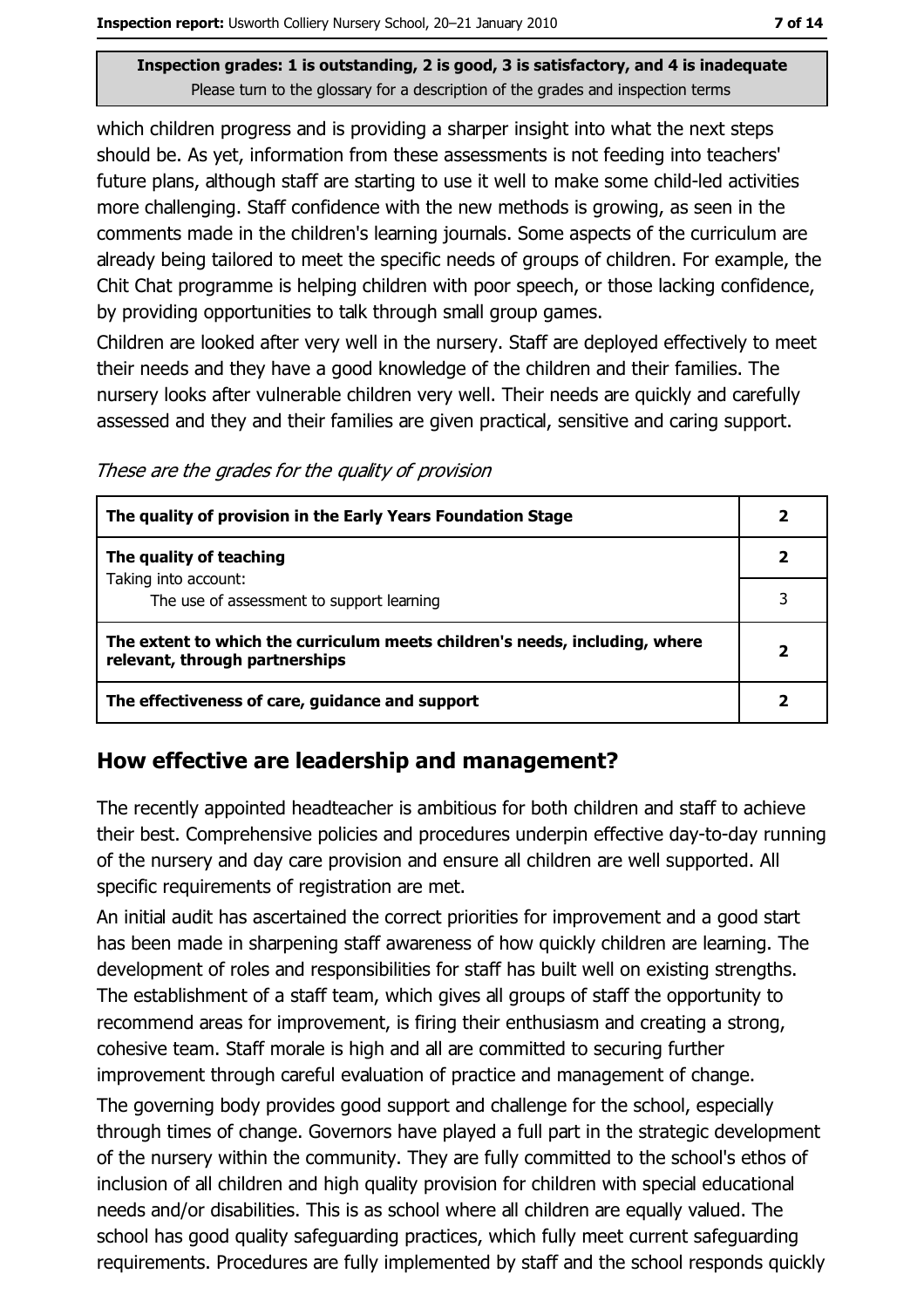which children progress and is providing a sharper insight into what the next steps should be. As yet, information from these assessments is not feeding into teachers' future plans, although staff are starting to use it well to make some child-led activities more challenging. Staff confidence with the new methods is growing, as seen in the comments made in the children's learning journals. Some aspects of the curriculum are already being tailored to meet the specific needs of groups of children. For example, the Chit Chat programme is helping children with poor speech, or those lacking confidence, by providing opportunities to talk through small group games.

Children are looked after very well in the nursery. Staff are deployed effectively to meet their needs and they have a good knowledge of the children and their families. The nursery looks after vulnerable children very well. Their needs are quickly and carefully assessed and they and their families are given practical, sensitive and caring support.

*These are the grades for the quality of provision*

| | |
|---|---|
| **The quality of provision in the Early Years Foundation Stage** | **2** |
| **The quality of teaching** | **2** |
| Taking into account: The use of assessment to support learning | 3 |
| **The extent to which the curriculum meets children's needs, including, where relevant, through partnerships** | **2** |
| **The effectiveness of care, guidance and support** | **2** |

## How effective are leadership and management?

The recently appointed headteacher is ambitious for both children and staff to achieve their best. Comprehensive policies and procedures underpin effective day-to-day running of the nursery and day care provision and ensure all children are well supported. All specific requirements of registration are met.

An initial audit has ascertained the correct priorities for improvement and a good start has been made in sharpening staff awareness of how quickly children are learning. The development of roles and responsibilities for staff has built well on existing strengths. The establishment of a staff team, which gives all groups of staff the opportunity to recommend areas for improvement, is firing their enthusiasm and creating a strong, cohesive team. Staff morale is high and all are committed to securing further improvement through careful evaluation of practice and management of change.

The governing body provides good support and challenge for the school, especially through times of change. Governors have played a full part in the strategic development of the nursery within the community. They are fully committed to the school's ethos of inclusion of all children and high quality provision for children with special educational needs and/or disabilities. This is as school where all children are equally valued. The school has good quality safeguarding practices, which fully meet current safeguarding requirements. Procedures are fully implemented by staff and the school responds quickly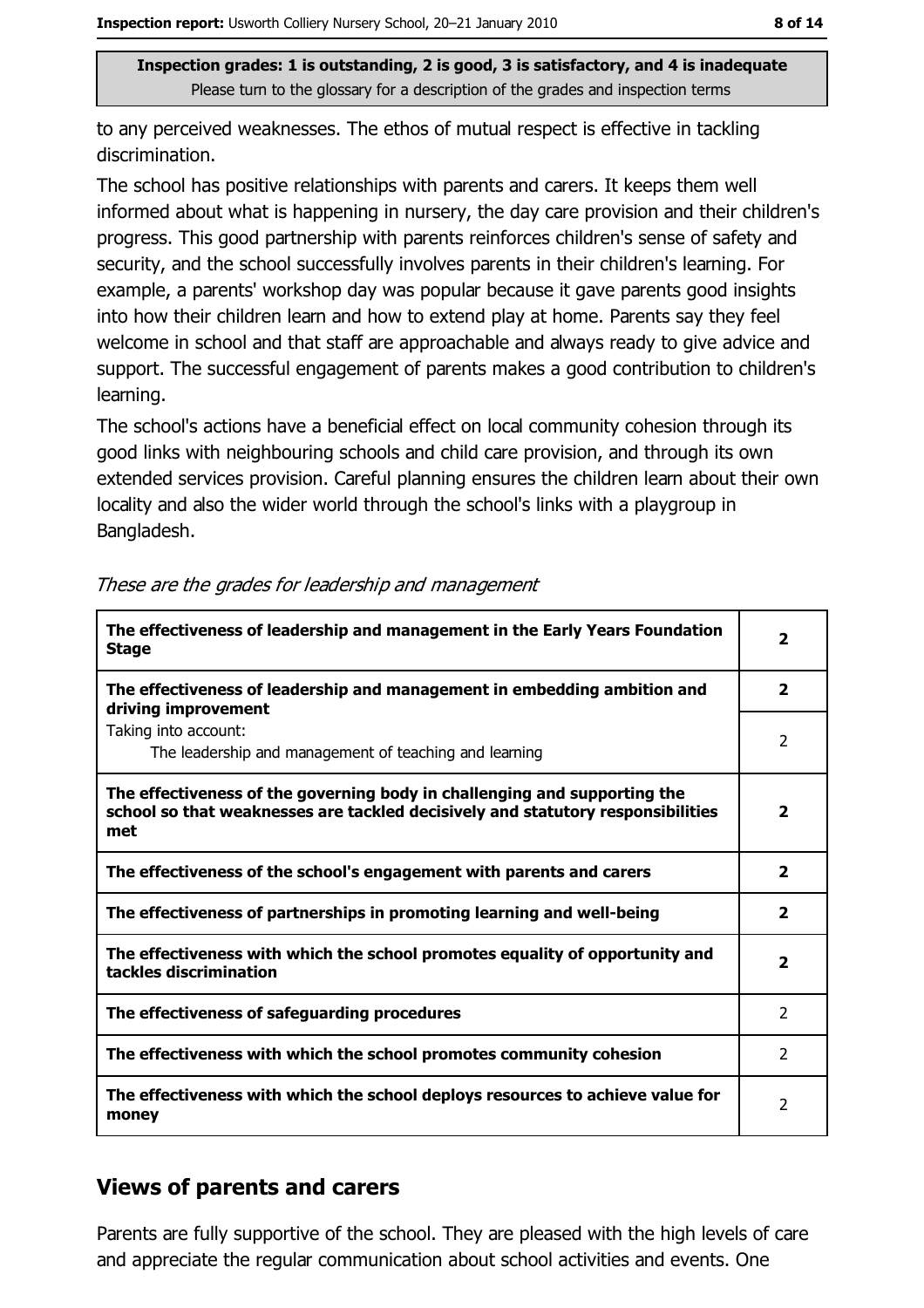**Inspection grades: 1 is outstanding, 2 is good, 3 is satisfactory, and 4 is inadequate**
Please turn to the glossary for a description of the grades and inspection terms

to any perceived weaknesses. The ethos of mutual respect is effective in tackling discrimination.

The school has positive relationships with parents and carers. It keeps them well informed about what is happening in nursery, the day care provision and their children's progress. This good partnership with parents reinforces children's sense of safety and security, and the school successfully involves parents in their children's learning. For example, a parents' workshop day was popular because it gave parents good insights into how their children learn and how to extend play at home. Parents say they feel welcome in school and that staff are approachable and always ready to give advice and support. The successful engagement of parents makes a good contribution to children's learning.

The school's actions have a beneficial effect on local community cohesion through its good links with neighbouring schools and child care provision, and through its own extended services provision. Careful planning ensures the children learn about their own locality and also the wider world through the school's links with a playgroup in Bangladesh.

*These are the grades for leadership and management*

| | |
|---|---|
| **The effectiveness of leadership and management in the Early Years Foundation Stage** | **2** |
| **The effectiveness of leadership and management in embedding ambition and driving improvement** | **2** |
| Taking into account: The leadership and management of teaching and learning | 2 |
| **The effectiveness of the governing body in challenging and supporting the school so that weaknesses are tackled decisively and statutory responsibilities met** | **2** |
| **The effectiveness of the school's engagement with parents and carers** | **2** |
| **The effectiveness of partnerships in promoting learning and well-being** | **2** |
| **The effectiveness with which the school promotes equality of opportunity and tackles discrimination** | **2** |
| **The effectiveness of safeguarding procedures** | 2 |
| **The effectiveness with which the school promotes community cohesion** | 2 |
| **The effectiveness with which the school deploys resources to achieve value for money** | 2 |

## Views of parents and carers

Parents are fully supportive of the school. They are pleased with the high levels of care and appreciate the regular communication about school activities and events. One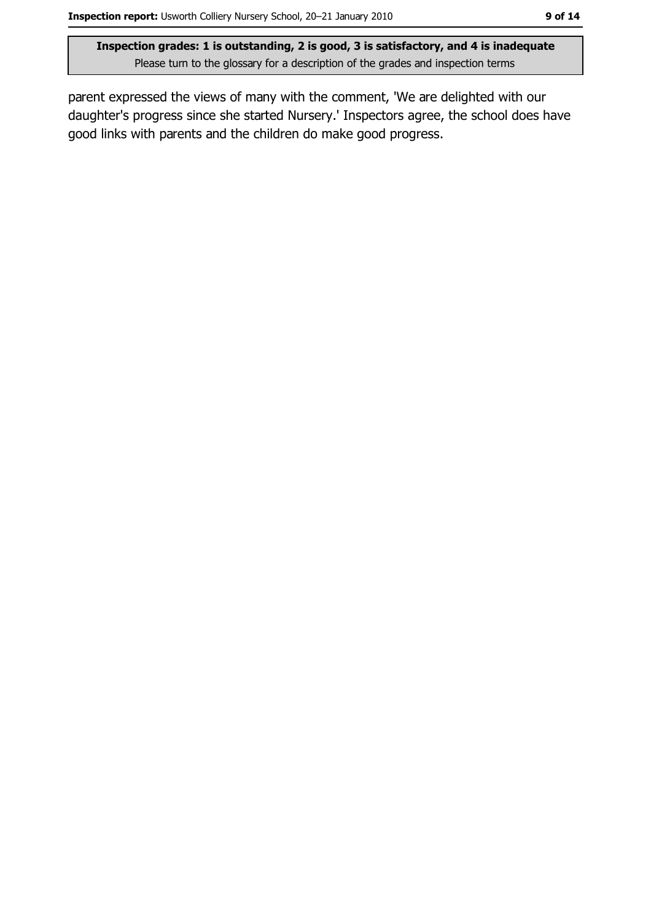parent expressed the views of many with the comment, 'We are delighted with our daughter's progress since she started Nursery.' Inspectors agree, the school does have good links with parents and the children do make good progress.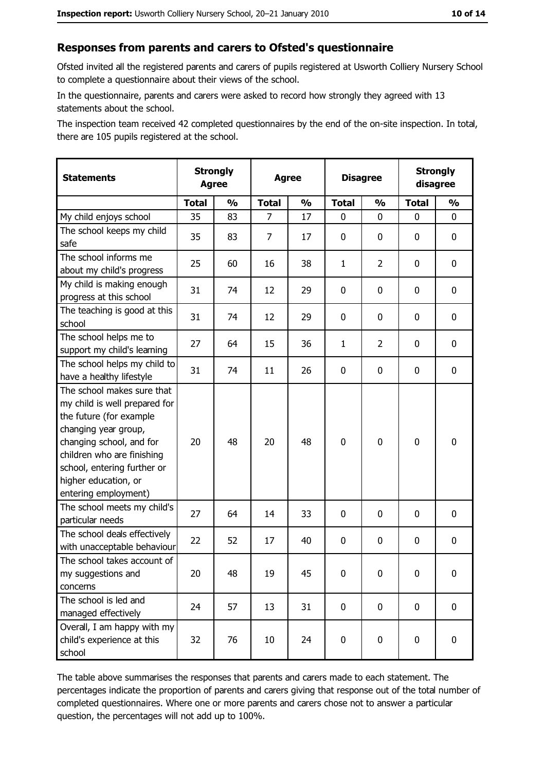## Responses from parents and carers to Ofsted's questionnaire

Ofsted invited all the registered parents and carers of pupils registered at Usworth Colliery Nursery School to complete a questionnaire about their views of the school.

In the questionnaire, parents and carers were asked to record how strongly they agreed with 13 statements about the school.

The inspection team received 42 completed questionnaires by the end of the on-site inspection. In total, there are 105 pupils registered at the school.

| Statements | Strongly Agree | | Agree | | Disagree | | Strongly disagree | |
|---|---|---|---|---|---|---|---|---|
| | Total | % | Total | % | Total | % | Total | % |
| My child enjoys school | 35 | 83 | 7 | 17 | 0 | 0 | 0 | 0 |
| The school keeps my child safe | 35 | 83 | 7 | 17 | 0 | 0 | 0 | 0 |
| The school informs me about my child's progress | 25 | 60 | 16 | 38 | 1 | 2 | 0 | 0 |
| My child is making enough progress at this school | 31 | 74 | 12 | 29 | 0 | 0 | 0 | 0 |
| The teaching is good at this school | 31 | 74 | 12 | 29 | 0 | 0 | 0 | 0 |
| The school helps me to support my child's learning | 27 | 64 | 15 | 36 | 1 | 2 | 0 | 0 |
| The school helps my child to have a healthy lifestyle | 31 | 74 | 11 | 26 | 0 | 0 | 0 | 0 |
| The school makes sure that my child is well prepared for the future (for example changing year group, changing school, and for children who are finishing school, entering further or higher education, or entering employment) | 20 | 48 | 20 | 48 | 0 | 0 | 0 | 0 |
| The school meets my child's particular needs | 27 | 64 | 14 | 33 | 0 | 0 | 0 | 0 |
| The school deals effectively with unacceptable behaviour | 22 | 52 | 17 | 40 | 0 | 0 | 0 | 0 |
| The school takes account of my suggestions and concerns | 20 | 48 | 19 | 45 | 0 | 0 | 0 | 0 |
| The school is led and managed effectively | 24 | 57 | 13 | 31 | 0 | 0 | 0 | 0 |
| Overall, I am happy with my child's experience at this school | 32 | 76 | 10 | 24 | 0 | 0 | 0 | 0 |

The table above summarises the responses that parents and carers made to each statement. The percentages indicate the proportion of parents and carers giving that response out of the total number of completed questionnaires. Where one or more parents and carers chose not to answer a particular question, the percentages will not add up to 100%.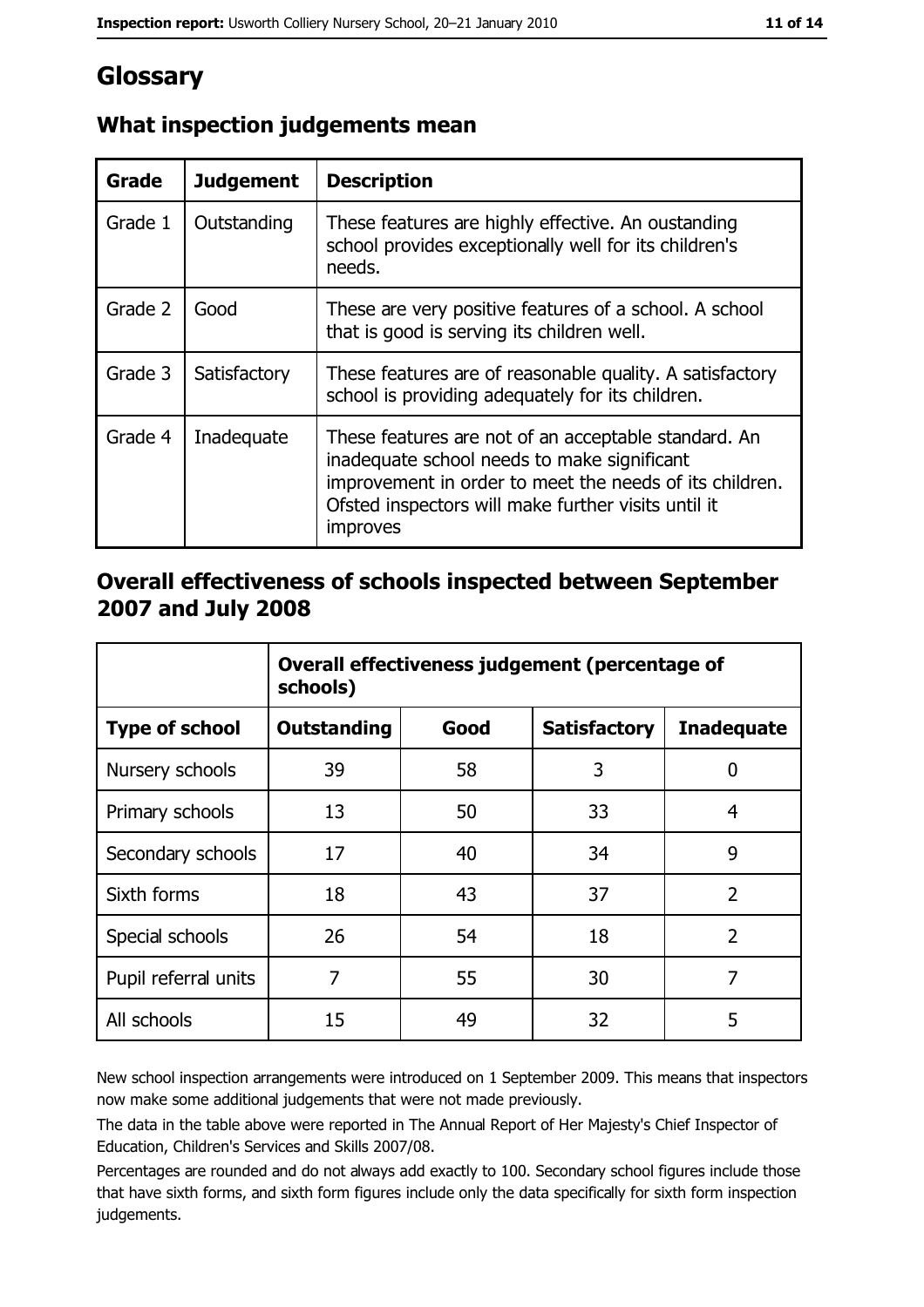# Glossary

## What inspection judgements mean

| Grade | Judgement | Description |
|---|---|---|
| Grade 1 | Outstanding | These features are highly effective. An oustanding school provides exceptionally well for its children's needs. |
| Grade 2 | Good | These are very positive features of a school. A school that is good is serving its children well. |
| Grade 3 | Satisfactory | These features are of reasonable quality. A satisfactory school is providing adequately for its children. |
| Grade 4 | Inadequate | These features are not of an acceptable standard. An inadequate school needs to make significant improvement in order to meet the needs of its children. Ofsted inspectors will make further visits until it improves |

## Overall effectiveness of schools inspected between September 2007 and July 2008

| | Overall effectiveness judgement (percentage of schools) | | | |
|---|---|---|---|---|
| **Type of school** | **Outstanding** | **Good** | **Satisfactory** | **Inadequate** |
| Nursery schools | 39 | 58 | 3 | 0 |
| Primary schools | 13 | 50 | 33 | 4 |
| Secondary schools | 17 | 40 | 34 | 9 |
| Sixth forms | 18 | 43 | 37 | 2 |
| Special schools | 26 | 54 | 18 | 2 |
| Pupil referral units | 7 | 55 | 30 | 7 |
| All schools | 15 | 49 | 32 | 5 |

New school inspection arrangements were introduced on 1 September 2009. This means that inspectors now make some additional judgements that were not made previously.

The data in the table above were reported in The Annual Report of Her Majesty's Chief Inspector of Education, Children's Services and Skills 2007/08.

Percentages are rounded and do not always add exactly to 100. Secondary school figures include those that have sixth forms, and sixth form figures include only the data specifically for sixth form inspection judgements.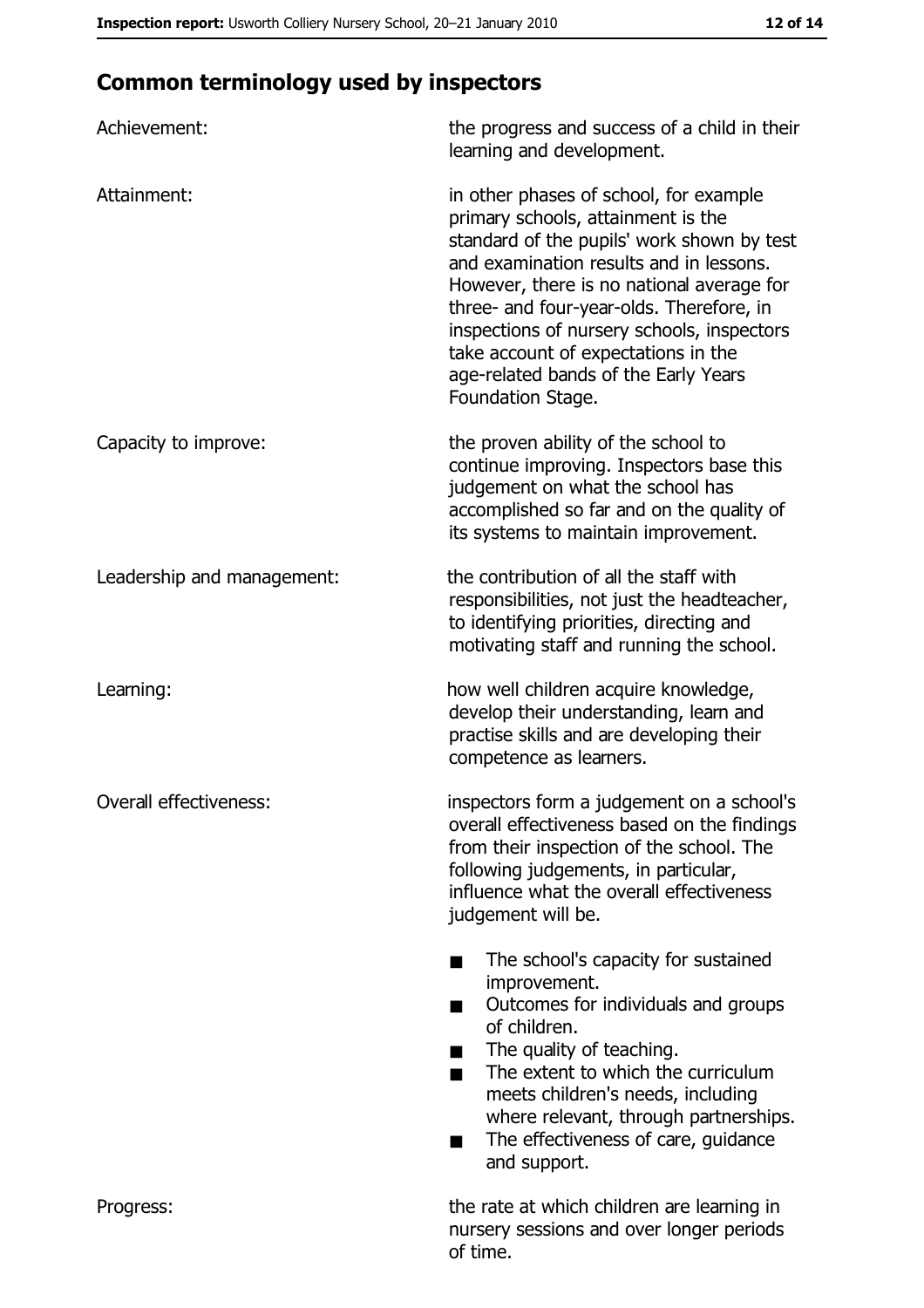## Common terminology used by inspectors

| | |
|---|---|
| Achievement: | the progress and success of a child in their learning and development. |
| Attainment: | in other phases of school, for example primary schools, attainment is the standard of the pupils' work shown by test and examination results and in lessons. However, there is no national average for three- and four-year-olds. Therefore, in inspections of nursery schools, inspectors take account of expectations in the age-related bands of the Early Years Foundation Stage. |
| Capacity to improve: | the proven ability of the school to continue improving. Inspectors base this judgement on what the school has accomplished so far and on the quality of its systems to maintain improvement. |
| Leadership and management: | the contribution of all the staff with responsibilities, not just the headteacher, to identifying priorities, directing and motivating staff and running the school. |
| Learning: | how well children acquire knowledge, develop their understanding, learn and practise skills and are developing their competence as learners. |
| Overall effectiveness: | inspectors form a judgement on a school's overall effectiveness based on the findings from their inspection of the school. The following judgements, in particular, influence what the overall effectiveness judgement will be.<br>■ The school's capacity for sustained improvement.<br>■ Outcomes for individuals and groups of children.<br>■ The quality of teaching.<br>■ The extent to which the curriculum meets children's needs, including where relevant, through partnerships.<br>■ The effectiveness of care, guidance and support. |
| Progress: | the rate at which children are learning in nursery sessions and over longer periods of time. |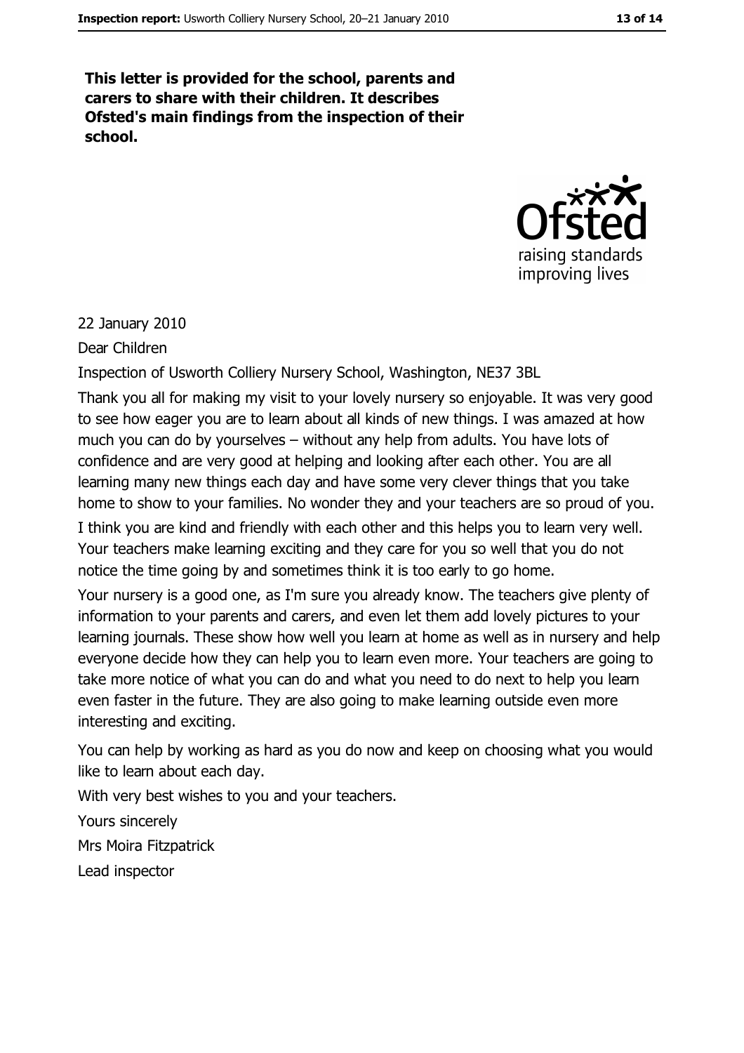**This letter is provided for the school, parents and carers to share with their children. It describes Ofsted's main findings from the inspection of their school.**

22 January 2010

Dear Children

Inspection of Usworth Colliery Nursery School, Washington, NE37 3BL

Thank you all for making my visit to your lovely nursery so enjoyable. It was very good to see how eager you are to learn about all kinds of new things. I was amazed at how much you can do by yourselves – without any help from adults. You have lots of confidence and are very good at helping and looking after each other. You are all learning many new things each day and have some very clever things that you take home to show to your families. No wonder they and your teachers are so proud of you. I think you are kind and friendly with each other and this helps you to learn very well. Your teachers make learning exciting and they care for you so well that you do not notice the time going by and sometimes think it is too early to go home.

Your nursery is a good one, as I'm sure you already know. The teachers give plenty of information to your parents and carers, and even let them add lovely pictures to your learning journals. These show how well you learn at home as well as in nursery and help everyone decide how they can help you to learn even more. Your teachers are going to take more notice of what you can do and what you need to do next to help you learn even faster in the future. They are also going to make learning outside even more interesting and exciting.

You can help by working as hard as you do now and keep on choosing what you would like to learn about each day.

With very best wishes to you and your teachers.

Yours sincerely

Mrs Moira Fitzpatrick

Lead inspector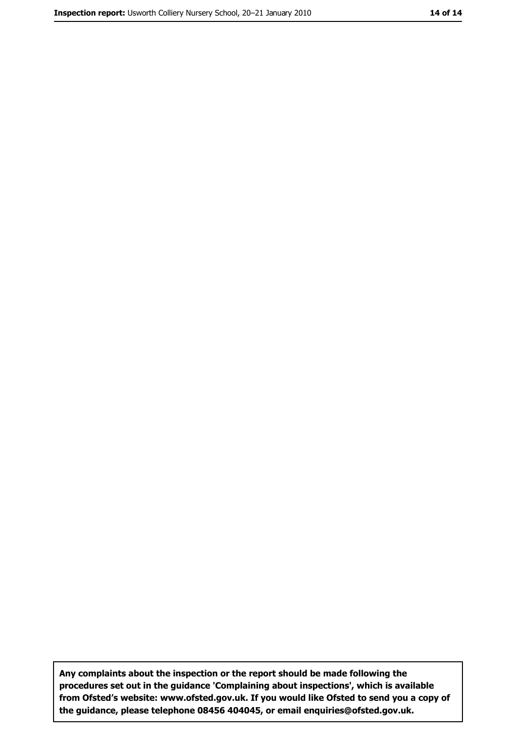**Any complaints about the inspection or the report should be made following the procedures set out in the guidance 'Complaining about inspections', which is available from Ofsted's website: www.ofsted.gov.uk. If you would like Ofsted to send you a copy of the guidance, please telephone 08456 404045, or email enquiries@ofsted.gov.uk.**